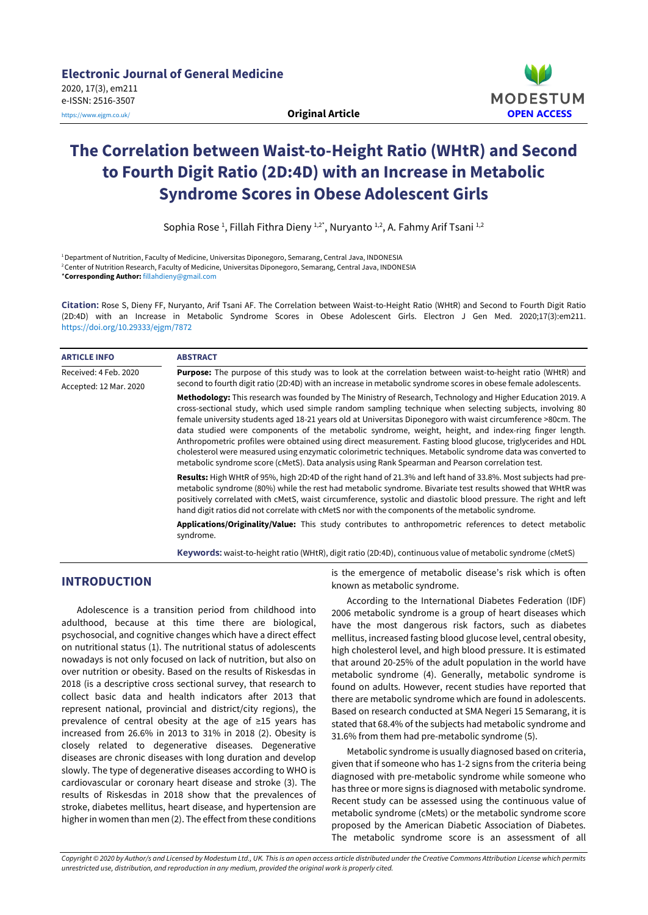# The Correlation between Waist-to-Height Ratio (WHtR) and Second to Fourth Digit Ratio (2D:4D) with an Increase in Metabolic Syndrome Scores in Obese Adolescent Girls

Sophia Rose [1], Fillah Fithra Dieny [1,2*], Nuryanto [1,2], A. Fahmy Arif Tsani [1,2]

[1] Department of Nutrition, Faculty of Medicine, Universitas Diponegoro, Semarang, Central Java, INDONESIA
[2] Center of Nutrition Research, Faculty of Medicine, Universitas Diponegoro, Semarang, Central Java, INDONESIA
***Corresponding Author:** fillahdieny@gmail.com

**Citation:** Rose S, Dieny FF, Nuryanto, Arif Tsani AF. The Correlation between Waist-to-Height Ratio (WHtR) and Second to Fourth Digit Ratio (2D:4D) with an Increase in Metabolic Syndrome Scores in Obese Adolescent Girls. Electron J Gen Med. 2020;17(3):em211. https://doi.org/10.29333/ejgm/7872

**ARTICLE INFO**

Received: 4 Feb. 2020
Accepted: 12 Mar. 2020

**ABSTRACT**

**Purpose:** The purpose of this study was to look at the correlation between waist-to-height ratio (WHtR) and second to fourth digit ratio (2D:4D) with an increase in metabolic syndrome scores in obese female adolescents.

**Methodology:** This research was founded by The Ministry of Research, Technology and Higher Education 2019. A cross-sectional study, which used simple random sampling technique when selecting subjects, involving 80 female university students aged 18-21 years old at Universitas Diponegoro with waist circumference >80cm. The data studied were components of the metabolic syndrome, weight, height, and index-ring finger length. Anthropometric profiles were obtained using direct measurement. Fasting blood glucose, triglycerides and HDL cholesterol were measured using enzymatic colorimetric techniques. Metabolic syndrome data was converted to metabolic syndrome score (cMetS). Data analysis using Rank Spearman and Pearson correlation test.

**Results:** High WHtR of 95%, high 2D:4D of the right hand of 21.3% and left hand of 33.8%. Most subjects had pre-metabolic syndrome (80%) while the rest had metabolic syndrome. Bivariate test results showed that WHtR was positively correlated with cMetS, waist circumference, systolic and diastolic blood pressure. The right and left hand digit ratios did not correlate with cMetS nor with the components of the metabolic syndrome.

**Applications/Originality/Value:** This study contributes to anthropometric references to detect metabolic syndrome.

**Keywords:** waist-to-height ratio (WHtR), digit ratio (2D:4D), continuous value of metabolic syndrome (cMetS)

## INTRODUCTION

Adolescence is a transition period from childhood into adulthood, because at this time there are biological, psychosocial, and cognitive changes which have a direct effect on nutritional status (1). The nutritional status of adolescents nowadays is not only focused on lack of nutrition, but also on over nutrition or obesity. Based on the results of Riskesdas in 2018 (is a descriptive cross sectional survey, that research to collect basic data and health indicators after 2013 that represent national, provincial and district/city regions), the prevalence of central obesity at the age of ≥15 years has increased from 26.6% in 2013 to 31% in 2018 (2). Obesity is closely related to degenerative diseases. Degenerative diseases are chronic diseases with long duration and develop slowly. The type of degenerative diseases according to WHO is cardiovascular or coronary heart disease and stroke (3). The results of Riskesdas in 2018 show that the prevalences of stroke, diabetes mellitus, heart disease, and hypertension are higher in women than men (2). The effect from these conditions is the emergence of metabolic disease's risk which is often known as metabolic syndrome.

According to the International Diabetes Federation (IDF) 2006 metabolic syndrome is a group of heart diseases which have the most dangerous risk factors, such as diabetes mellitus, increased fasting blood glucose level, central obesity, high cholesterol level, and high blood pressure. It is estimated that around 20-25% of the adult population in the world have metabolic syndrome (4). Generally, metabolic syndrome is found on adults. However, recent studies have reported that there are metabolic syndrome which are found in adolescents. Based on research conducted at SMA Negeri 15 Semarang, it is stated that 68.4% of the subjects had metabolic syndrome and 31.6% from them had pre-metabolic syndrome (5).

Metabolic syndrome is usually diagnosed based on criteria, given that if someone who has 1-2 signs from the criteria being diagnosed with pre-metabolic syndrome while someone who has three or more signs is diagnosed with metabolic syndrome. Recent study can be assessed using the continuous value of metabolic syndrome (cMets) or the metabolic syndrome score proposed by the American Diabetic Association of Diabetes. The metabolic syndrome score is an assessment of all

*Copyright © 2020 by Author/s and Licensed by Modestum Ltd., UK. This is an open access article distributed under the Creative Commons Attribution License which permits unrestricted use, distribution, and reproduction in any medium, provided the original work is properly cited.*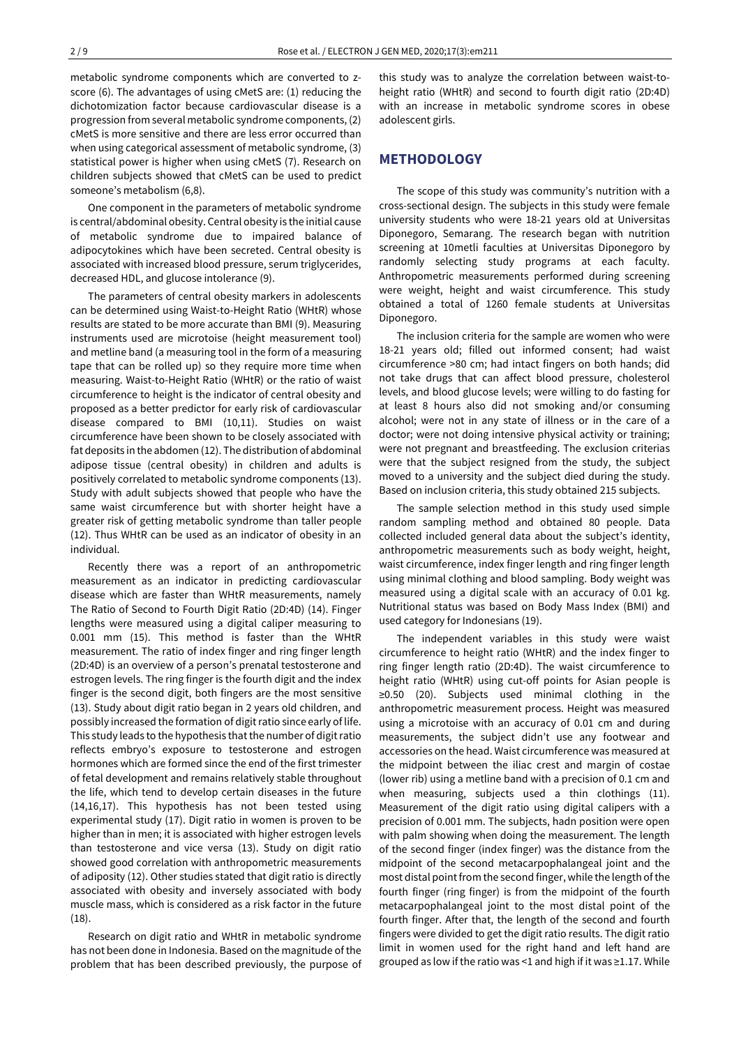metabolic syndrome components which are converted to z-score (6). The advantages of using cMetS are: (1) reducing the dichotomization factor because cardiovascular disease is a progression from several metabolic syndrome components, (2) cMetS is more sensitive and there are less error occurred than when using categorical assessment of metabolic syndrome, (3) statistical power is higher when using cMetS (7). Research on children subjects showed that cMetS can be used to predict someone's metabolism (6,8).

One component in the parameters of metabolic syndrome is central/abdominal obesity. Central obesity is the initial cause of metabolic syndrome due to impaired balance of adipocytokines which have been secreted. Central obesity is associated with increased blood pressure, serum triglycerides, decreased HDL, and glucose intolerance (9).

The parameters of central obesity markers in adolescents can be determined using Waist-to-Height Ratio (WHtR) whose results are stated to be more accurate than BMI (9). Measuring instruments used are microtoise (height measurement tool) and metline band (a measuring tool in the form of a measuring tape that can be rolled up) so they require more time when measuring. Waist-to-Height Ratio (WHtR) or the ratio of waist circumference to height is the indicator of central obesity and proposed as a better predictor for early risk of cardiovascular disease compared to BMI (10,11). Studies on waist circumference have been shown to be closely associated with fat deposits in the abdomen (12). The distribution of abdominal adipose tissue (central obesity) in children and adults is positively correlated to metabolic syndrome components (13). Study with adult subjects showed that people who have the same waist circumference but with shorter height have a greater risk of getting metabolic syndrome than taller people (12). Thus WHtR can be used as an indicator of obesity in an individual.

Recently there was a report of an anthropometric measurement as an indicator in predicting cardiovascular disease which are faster than WHtR measurements, namely The Ratio of Second to Fourth Digit Ratio (2D:4D) (14). Finger lengths were measured using a digital caliper measuring to 0.001 mm (15). This method is faster than the WHtR measurement. The ratio of index finger and ring finger length (2D:4D) is an overview of a person's prenatal testosterone and estrogen levels. The ring finger is the fourth digit and the index finger is the second digit, both fingers are the most sensitive (13). Study about digit ratio began in 2 years old children, and possibly increased the formation of digit ratio since early of life. This study leads to the hypothesis that the number of digit ratio reflects embryo's exposure to testosterone and estrogen hormones which are formed since the end of the first trimester of fetal development and remains relatively stable throughout the life, which tend to develop certain diseases in the future (14,16,17). This hypothesis has not been tested using experimental study (17). Digit ratio in women is proven to be higher than in men; it is associated with higher estrogen levels than testosterone and vice versa (13). Study on digit ratio showed good correlation with anthropometric measurements of adiposity (12). Other studies stated that digit ratio is directly associated with obesity and inversely associated with body muscle mass, which is considered as a risk factor in the future (18).

Research on digit ratio and WHtR in metabolic syndrome has not been done in Indonesia. Based on the magnitude of the problem that has been described previously, the purpose of this study was to analyze the correlation between waist-to-height ratio (WHtR) and second to fourth digit ratio (2D:4D) with an increase in metabolic syndrome scores in obese adolescent girls.

## METHODOLOGY

The scope of this study was community's nutrition with a cross-sectional design. The subjects in this study were female university students who were 18-21 years old at Universitas Diponegoro, Semarang. The research began with nutrition screening at 10metli faculties at Universitas Diponegoro by randomly selecting study programs at each faculty. Anthropometric measurements performed during screening were weight, height and waist circumference. This study obtained a total of 1260 female students at Universitas Diponegoro.

The inclusion criteria for the sample are women who were 18-21 years old; filled out informed consent; had waist circumference >80 cm; had intact fingers on both hands; did not take drugs that can affect blood pressure, cholesterol levels, and blood glucose levels; were willing to do fasting for at least 8 hours also did not smoking and/or consuming alcohol; were not in any state of illness or in the care of a doctor; were not doing intensive physical activity or training; were not pregnant and breastfeeding. The exclusion criterias were that the subject resigned from the study, the subject moved to a university and the subject died during the study. Based on inclusion criteria, this study obtained 215 subjects.

The sample selection method in this study used simple random sampling method and obtained 80 people. Data collected included general data about the subject's identity, anthropometric measurements such as body weight, height, waist circumference, index finger length and ring finger length using minimal clothing and blood sampling. Body weight was measured using a digital scale with an accuracy of 0.01 kg. Nutritional status was based on Body Mass Index (BMI) and used category for Indonesians (19).

The independent variables in this study were waist circumference to height ratio (WHtR) and the index finger to ring finger length ratio (2D:4D). The waist circumference to height ratio (WHtR) using cut-off points for Asian people is ≥0.50 (20). Subjects used minimal clothing in the anthropometric measurement process. Height was measured using a microtoise with an accuracy of 0.01 cm and during measurements, the subject didn't use any footwear and accessories on the head. Waist circumference was measured at the midpoint between the iliac crest and margin of costae (lower rib) using a metline band with a precision of 0.1 cm and when measuring, subjects used a thin clothings (11). Measurement of the digit ratio using digital calipers with a precision of 0.001 mm. The subjects, hadn position were open with palm showing when doing the measurement. The length of the second finger (index finger) was the distance from the midpoint of the second metacarpophalangeal joint and the most distal point from the second finger, while the length of the fourth finger (ring finger) is from the midpoint of the fourth metacarpophalangeal joint to the most distal point of the fourth finger. After that, the length of the second and fourth fingers were divided to get the digit ratio results. The digit ratio limit in women used for the right hand and left hand are grouped as low if the ratio was <1 and high if it was ≥1.17. While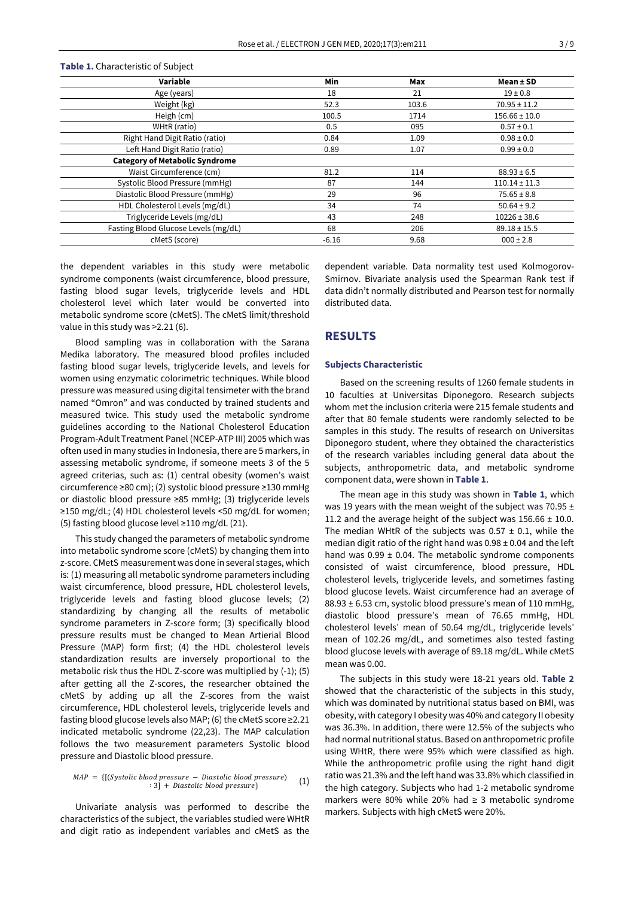**Table 1.** Characteristic of Subject

| Variable | Min | Max | Mean ± SD |
|---|---|---|---|
| Age (years) | 18 | 21 | 19 ± 0.8 |
| Weight (kg) | 52.3 | 103.6 | 70.95 ± 11.2 |
| Heigh (cm) | 100.5 | 1714 | 156.66 ± 10.0 |
| WHtR (ratio) | 0.5 | 095 | 0.57 ± 0.1 |
| Right Hand Digit Ratio (ratio) | 0.84 | 1.09 | 0.98 ± 0.0 |
| Left Hand Digit Ratio (ratio) | 0.89 | 1.07 | 0.99 ± 0.0 |
| **Category of Metabolic Syndrome** | | | |
| Waist Circumference (cm) | 81.2 | 114 | 88.93 ± 6.5 |
| Systolic Blood Pressure (mmHg) | 87 | 144 | 110.14 ± 11.3 |
| Diastolic Blood Pressure (mmHg) | 29 | 96 | 75.65 ± 8.8 |
| HDL Cholesterol Levels (mg/dL) | 34 | 74 | 50.64 ± 9.2 |
| Triglyceride Levels (mg/dL) | 43 | 248 | 10226 ± 38.6 |
| Fasting Blood Glucose Levels (mg/dL) | 68 | 206 | 89.18 ± 15.5 |
| cMetS (score) | -6.16 | 9.68 | 000 ± 2.8 |

the dependent variables in this study were metabolic syndrome components (waist circumference, blood pressure, fasting blood sugar levels, triglyceride levels and HDL cholesterol level which later would be converted into metabolic syndrome score (cMetS). The cMetS limit/threshold value in this study was >2.21 (6).

Blood sampling was in collaboration with the Sarana Medika laboratory. The measured blood profiles included fasting blood sugar levels, triglyceride levels, and levels for women using enzymatic colorimetric techniques. While blood pressure was measured using digital tensimeter with the brand named "Omron" and was conducted by trained students and measured twice. This study used the metabolic syndrome guidelines according to the National Cholesterol Education Program-Adult Treatment Panel (NCEP-ATP III) 2005 which was often used in many studies in Indonesia, there are 5 markers, in assessing metabolic syndrome, if someone meets 3 of the 5 agreed criterias, such as: (1) central obesity (women's waist circumference ≥80 cm); (2) systolic blood pressure ≥130 mmHg or diastolic blood pressure ≥85 mmHg; (3) triglyceride levels ≥150 mg/dL; (4) HDL cholesterol levels <50 mg/dL for women; (5) fasting blood glucose level ≥110 mg/dL (21).

This study changed the parameters of metabolic syndrome into metabolic syndrome score (cMetS) by changing them into z-score. CMetS measurement was done in several stages, which is: (1) measuring all metabolic syndrome parameters including waist circumference, blood pressure, HDL cholesterol levels, triglyceride levels and fasting blood glucose levels; (2) standardizing by changing all the results of metabolic syndrome parameters in Z-score form; (3) specifically blood pressure results must be changed to Mean Artierial Blood Pressure (MAP) form first; (4) the HDL cholesterol levels standardization results are inversely proportional to the metabolic risk thus the HDL Z-score was multiplied by (-1); (5) after getting all the Z-scores, the researcher obtained the cMetS by adding up all the Z-scores from the waist circumference, HDL cholesterol levels, triglyceride levels and fasting blood glucose levels also MAP; (6) the cMetS score ≥2.21 indicated metabolic syndrome (22,23). The MAP calculation follows the two measurement parameters Systolic blood pressure and Diastolic blood pressure.

$$MAP = \{[(Systolic\ blood\ pressure - Diastolic\ blood\ pressure) : 3] + Diastolic\ blood\ pressure\} \quad (1)$$

Univariate analysis was performed to describe the characteristics of the subject, the variables studied were WHtR and digit ratio as independent variables and cMetS as the dependent variable. Data normality test used Kolmogorov-Smirnov. Bivariate analysis used the Spearman Rank test if data didn't normally distributed and Pearson test for normally distributed data.

## RESULTS

### Subjects Characteristic

Based on the screening results of 1260 female students in 10 faculties at Universitas Diponegoro. Research subjects whom met the inclusion criteria were 215 female students and after that 80 female students were randomly selected to be samples in this study. The results of research on Universitas Diponegoro student, where they obtained the characteristics of the research variables including general data about the subjects, anthropometric data, and metabolic syndrome component data, were shown in **Table 1**.

The mean age in this study was shown in **Table 1**, which was 19 years with the mean weight of the subject was 70.95 ± 11.2 and the average height of the subject was 156.66 ± 10.0. The median WHtR of the subjects was 0.57 ± 0.1, while the median digit ratio of the right hand was 0.98 ± 0.04 and the left hand was 0.99 ± 0.04. The metabolic syndrome components consisted of waist circumference, blood pressure, HDL cholesterol levels, triglyceride levels, and sometimes fasting blood glucose levels. Waist circumference had an average of 88.93 ± 6.53 cm, systolic blood pressure's mean of 110 mmHg, diastolic blood pressure's mean of 76.65 mmHg, HDL cholesterol levels' mean of 50.64 mg/dL, triglyceride levels' mean of 102.26 mg/dL, and sometimes also tested fasting blood glucose levels with average of 89.18 mg/dL. While cMetS mean was 0.00.

The subjects in this study were 18-21 years old. **Table 2** showed that the characteristic of the subjects in this study, which was dominated by nutritional status based on BMI, was obesity, with category I obesity was 40% and category II obesity was 36.3%. In addition, there were 12.5% of the subjects who had normal nutritional status. Based on anthropometric profile using WHtR, there were 95% which were classified as high. While the anthropometric profile using the right hand digit ratio was 21.3% and the left hand was 33.8% which classified in the high category. Subjects who had 1-2 metabolic syndrome markers were 80% while 20% had ≥ 3 metabolic syndrome markers. Subjects with high cMetS were 20%.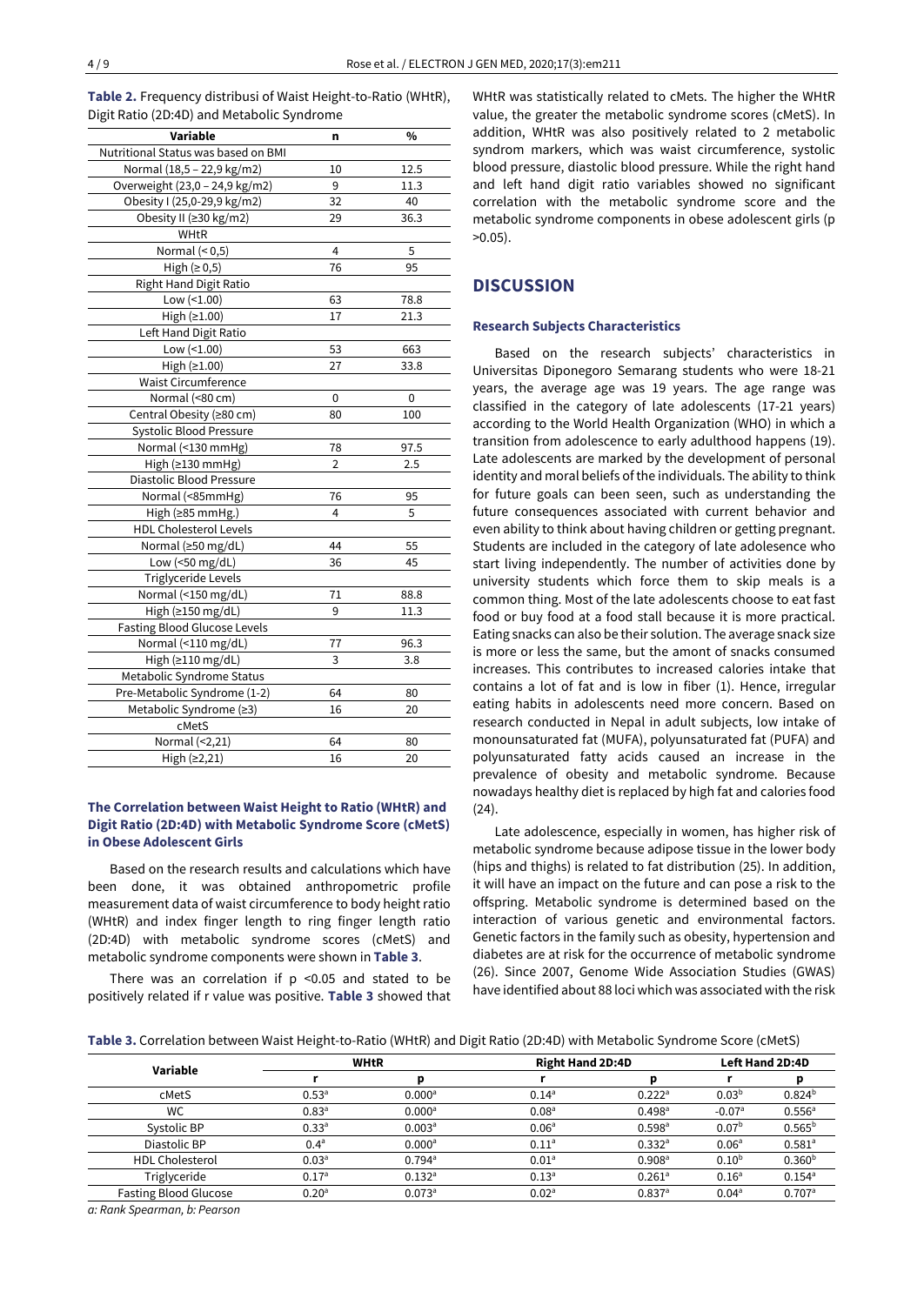**Table 2.** Frequency distribusi of Waist Height-to-Ratio (WHtR), Digit Ratio (2D:4D) and Metabolic Syndrome

| Variable | n | % |
|---|---|---|
| Nutritional Status was based on BMI | | |
| Normal (18,5 – 22,9 kg/m2) | 10 | 12.5 |
| Overweight (23,0 – 24,9 kg/m2) | 9 | 11.3 |
| Obesity I (25,0-29,9 kg/m2) | 32 | 40 |
| Obesity II (≥30 kg/m2) | 29 | 36.3 |
| WHtR | | |
| Normal (< 0,5) | 4 | 5 |
| High (≥ 0,5) | 76 | 95 |
| Right Hand Digit Ratio | | |
| Low (<1.00) | 63 | 78.8 |
| High (≥1.00) | 17 | 21.3 |
| Left Hand Digit Ratio | | |
| Low (<1.00) | 53 | 663 |
| High (≥1.00) | 27 | 33.8 |
| Waist Circumference | | |
| Normal (<80 cm) | 0 | 0 |
| Central Obesity (≥80 cm) | 80 | 100 |
| Systolic Blood Pressure | | |
| Normal (<130 mmHg) | 78 | 97.5 |
| High (≥130 mmHg) | 2 | 2.5 |
| Diastolic Blood Pressure | | |
| Normal (<85mmHg) | 76 | 95 |
| High (≥85 mmHg.) | 4 | 5 |
| HDL Cholesterol Levels | | |
| Normal (≥50 mg/dL) | 44 | 55 |
| Low (<50 mg/dL) | 36 | 45 |
| Triglyceride Levels | | |
| Normal (<150 mg/dL) | 71 | 88.8 |
| High (≥150 mg/dL) | 9 | 11.3 |
| Fasting Blood Glucose Levels | | |
| Normal (<110 mg/dL) | 77 | 96.3 |
| High (≥110 mg/dL) | 3 | 3.8 |
| Metabolic Syndrome Status | | |
| Pre-Metabolic Syndrome (1-2) | 64 | 80 |
| Metabolic Syndrome (≥3) | 16 | 20 |
| cMetS | | |
| Normal (<2,21) | 64 | 80 |
| High (≥2,21) | 16 | 20 |

### The Correlation between Waist Height to Ratio (WHtR) and Digit Ratio (2D:4D) with Metabolic Syndrome Score (cMetS) in Obese Adolescent Girls

Based on the research results and calculations which have been done, it was obtained anthropometric profile measurement data of waist circumference to body height ratio (WHtR) and index finger length to ring finger length ratio (2D:4D) with metabolic syndrome scores (cMetS) and metabolic syndrome components were shown in **Table 3**.

There was an correlation if p <0.05 and stated to be positively related if r value was positive. **Table 3** showed that WHtR was statistically related to cMets. The higher the WHtR value, the greater the metabolic syndrome scores (cMetS). In addition, WHtR was also positively related to 2 metabolic syndrom markers, which was waist circumference, systolic blood pressure, diastolic blood pressure. While the right hand and left hand digit ratio variables showed no significant correlation with the metabolic syndrome score and the metabolic syndrome components in obese adolescent girls (p >0.05).

## DISCUSSION

### Research Subjects Characteristics

Based on the research subjects' characteristics in Universitas Diponegoro Semarang students who were 18-21 years, the average age was 19 years. The age range was classified in the category of late adolescents (17-21 years) according to the World Health Organization (WHO) in which a transition from adolescence to early adulthood happens (19). Late adolescents are marked by the development of personal identity and moral beliefs of the individuals. The ability to think for future goals can been seen, such as understanding the future consequences associated with current behavior and even ability to think about having children or getting pregnant. Students are included in the category of late adolesence who start living independently. The number of activities done by university students which force them to skip meals is a common thing. Most of the late adolescents choose to eat fast food or buy food at a food stall because it is more practical. Eating snacks can also be their solution. The average snack size is more or less the same, but the amont of snacks consumed increases. This contributes to increased calories intake that contains a lot of fat and is low in fiber (1). Hence, irregular eating habits in adolescents need more concern. Based on research conducted in Nepal in adult subjects, low intake of monounsaturated fat (MUFA), polyunsaturated fat (PUFA) and polyunsaturated fatty acids caused an increase in the prevalence of obesity and metabolic syndrome. Because nowadays healthy diet is replaced by high fat and calories food (24).

Late adolescence, especially in women, has higher risk of metabolic syndrome because adipose tissue in the lower body (hips and thighs) is related to fat distribution (25). In addition, it will have an impact on the future and can pose a risk to the offspring. Metabolic syndrome is determined based on the interaction of various genetic and environmental factors. Genetic factors in the family such as obesity, hypertension and diabetes are at risk for the occurrence of metabolic syndrome (26). Since 2007, Genome Wide Association Studies (GWAS) have identified about 88 loci which was associated with the risk

**Table 3.** Correlation between Waist Height-to-Ratio (WHtR) and Digit Ratio (2D:4D) with Metabolic Syndrome Score (cMetS)

| Variable | WHtR | | Right Hand 2D:4D | | Left Hand 2D:4D | |
|---|---|---|---|---|---|---|
| | r | p | r | p | r | p |
| cMetS | 0.53[a] | 0.000[a] | 0.14[a] | 0.222[a] | 0.03[b] | 0.824[b] |
| WC | 0.83[a] | 0.000[a] | 0.08[a] | 0.498[a] | -0.07[a] | 0.556[a] |
| Systolic BP | 0.33[a] | 0.003[a] | 0.06[a] | 0.598[a] | 0.07[b] | 0.565[b] |
| Diastolic BP | 0.4[a] | 0.000[a] | 0.11[a] | 0.332[a] | 0.06[a] | 0.581[a] |
| HDL Cholesterol | 0.03[a] | 0.794[a] | 0.01[a] | 0.908[a] | 0.10[b] | 0.360[b] |
| Triglyceride | 0.17[a] | 0.132[a] | 0.13[a] | 0.261[a] | 0.16[a] | 0.154[a] |
| Fasting Blood Glucose | 0.20[a] | 0.073[a] | 0.02[a] | 0.837[a] | 0.04[a] | 0.707[a] |

*a: Rank Spearman, b: Pearson*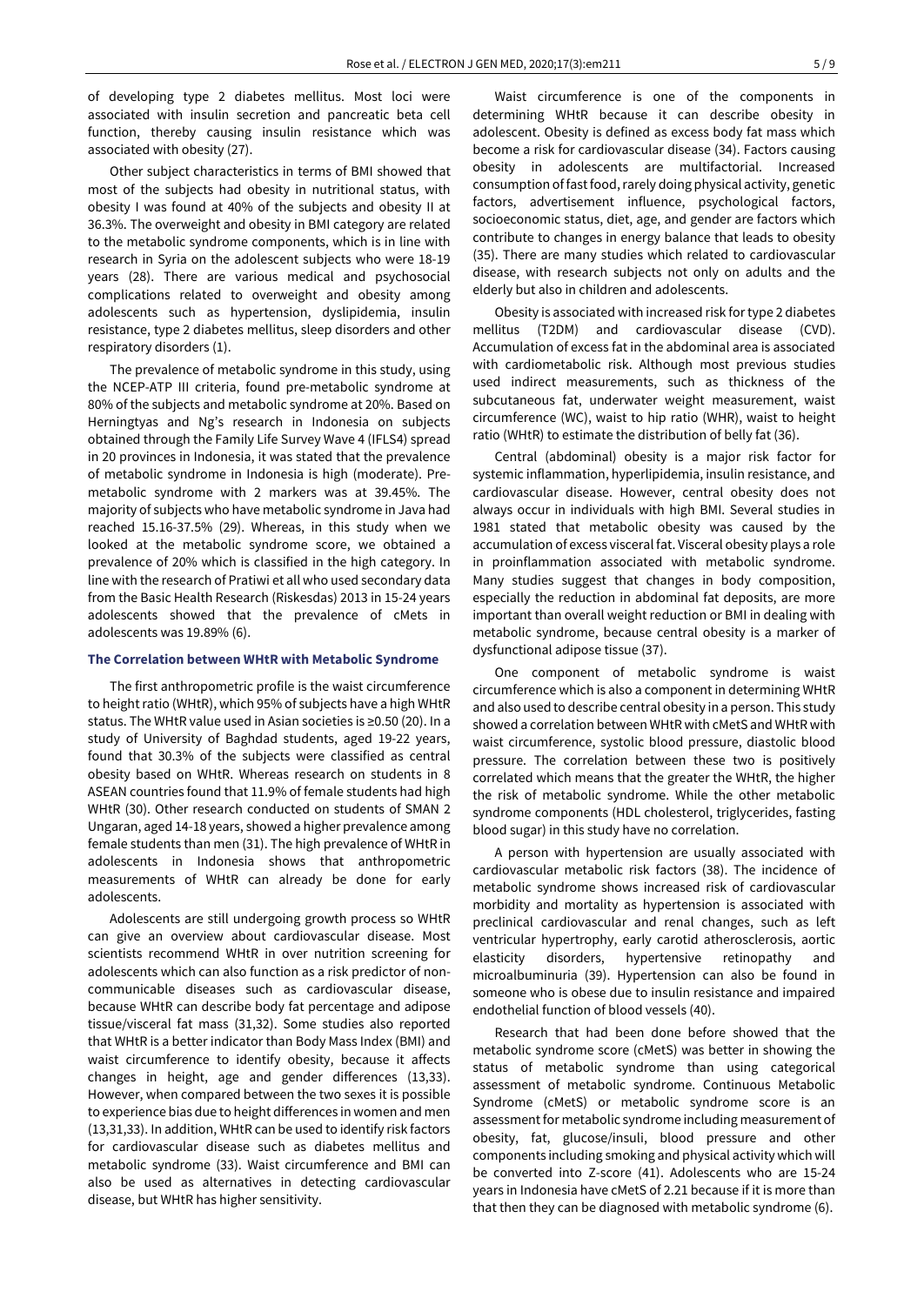of developing type 2 diabetes mellitus. Most loci were associated with insulin secretion and pancreatic beta cell function, thereby causing insulin resistance which was associated with obesity (27).

Other subject characteristics in terms of BMI showed that most of the subjects had obesity in nutritional status, with obesity I was found at 40% of the subjects and obesity II at 36.3%. The overweight and obesity in BMI category are related to the metabolic syndrome components, which is in line with research in Syria on the adolescent subjects who were 18-19 years (28). There are various medical and psychosocial complications related to overweight and obesity among adolescents such as hypertension, dyslipidemia, insulin resistance, type 2 diabetes mellitus, sleep disorders and other respiratory disorders (1).

The prevalence of metabolic syndrome in this study, using the NCEP-ATP III criteria, found pre-metabolic syndrome at 80% of the subjects and metabolic syndrome at 20%. Based on Herningtyas and Ng's research in Indonesia on subjects obtained through the Family Life Survey Wave 4 (IFLS4) spread in 20 provinces in Indonesia, it was stated that the prevalence of metabolic syndrome in Indonesia is high (moderate). Pre-metabolic syndrome with 2 markers was at 39.45%. The majority of subjects who have metabolic syndrome in Java had reached 15.16-37.5% (29). Whereas, in this study when we looked at the metabolic syndrome score, we obtained a prevalence of 20% which is classified in the high category. In line with the research of Pratiwi et all who used secondary data from the Basic Health Research (Riskesdas) 2013 in 15-24 years adolescents showed that the prevalence of cMets in adolescents was 19.89% (6).

### The Correlation between WHtR with Metabolic Syndrome

The first anthropometric profile is the waist circumference to height ratio (WHtR), which 95% of subjects have a high WHtR status. The WHtR value used in Asian societies is ≥0.50 (20). In a study of University of Baghdad students, aged 19-22 years, found that 30.3% of the subjects were classified as central obesity based on WHtR. Whereas research on students in 8 ASEAN countries found that 11.9% of female students had high WHtR (30). Other research conducted on students of SMAN 2 Ungaran, aged 14-18 years, showed a higher prevalence among female students than men (31). The high prevalence of WHtR in adolescents in Indonesia shows that anthropometric measurements of WHtR can already be done for early adolescents.

Adolescents are still undergoing growth process so WHtR can give an overview about cardiovascular disease. Most scientists recommend WHtR in over nutrition screening for adolescents which can also function as a risk predictor of non-communicable diseases such as cardiovascular disease, because WHtR can describe body fat percentage and adipose tissue/visceral fat mass (31,32). Some studies also reported that WHtR is a better indicator than Body Mass Index (BMI) and waist circumference to identify obesity, because it affects changes in height, age and gender differences (13,33). However, when compared between the two sexes it is possible to experience bias due to height differences in women and men (13,31,33). In addition, WHtR can be used to identify risk factors for cardiovascular disease such as diabetes mellitus and metabolic syndrome (33). Waist circumference and BMI can also be used as alternatives in detecting cardiovascular disease, but WHtR has higher sensitivity.

Waist circumference is one of the components in determining WHtR because it can describe obesity in adolescent. Obesity is defined as excess body fat mass which become a risk for cardiovascular disease (34). Factors causing obesity in adolescents are multifactorial. Increased consumption of fast food, rarely doing physical activity, genetic factors, advertisement influence, psychological factors, socioeconomic status, diet, age, and gender are factors which contribute to changes in energy balance that leads to obesity (35). There are many studies which related to cardiovascular disease, with research subjects not only on adults and the elderly but also in children and adolescents.

Obesity is associated with increased risk for type 2 diabetes mellitus (T2DM) and cardiovascular disease (CVD). Accumulation of excess fat in the abdominal area is associated with cardiometabolic risk. Although most previous studies used indirect measurements, such as thickness of the subcutaneous fat, underwater weight measurement, waist circumference (WC), waist to hip ratio (WHR), waist to height ratio (WHtR) to estimate the distribution of belly fat (36).

Central (abdominal) obesity is a major risk factor for systemic inflammation, hyperlipidemia, insulin resistance, and cardiovascular disease. However, central obesity does not always occur in individuals with high BMI. Several studies in 1981 stated that metabolic obesity was caused by the accumulation of excess visceral fat. Visceral obesity plays a role in proinflammation associated with metabolic syndrome. Many studies suggest that changes in body composition, especially the reduction in abdominal fat deposits, are more important than overall weight reduction or BMI in dealing with metabolic syndrome, because central obesity is a marker of dysfunctional adipose tissue (37).

One component of metabolic syndrome is waist circumference which is also a component in determining WHtR and also used to describe central obesity in a person. This study showed a correlation between WHtR with cMetS and WHtR with waist circumference, systolic blood pressure, diastolic blood pressure. The correlation between these two is positively correlated which means that the greater the WHtR, the higher the risk of metabolic syndrome. While the other metabolic syndrome components (HDL cholesterol, triglycerides, fasting blood sugar) in this study have no correlation.

A person with hypertension are usually associated with cardiovascular metabolic risk factors (38). The incidence of metabolic syndrome shows increased risk of cardiovascular morbidity and mortality as hypertension is associated with preclinical cardiovascular and renal changes, such as left ventricular hypertrophy, early carotid atherosclerosis, aortic elasticity disorders, hypertensive retinopathy and microalbuminuria (39). Hypertension can also be found in someone who is obese due to insulin resistance and impaired endothelial function of blood vessels (40).

Research that had been done before showed that the metabolic syndrome score (cMetS) was better in showing the status of metabolic syndrome than using categorical assessment of metabolic syndrome. Continuous Metabolic Syndrome (cMetS) or metabolic syndrome score is an assessment for metabolic syndrome including measurement of obesity, fat, glucose/insuli, blood pressure and other components including smoking and physical activity which will be converted into Z-score (41). Adolescents who are 15-24 years in Indonesia have cMetS of 2.21 because if it is more than that then they can be diagnosed with metabolic syndrome (6).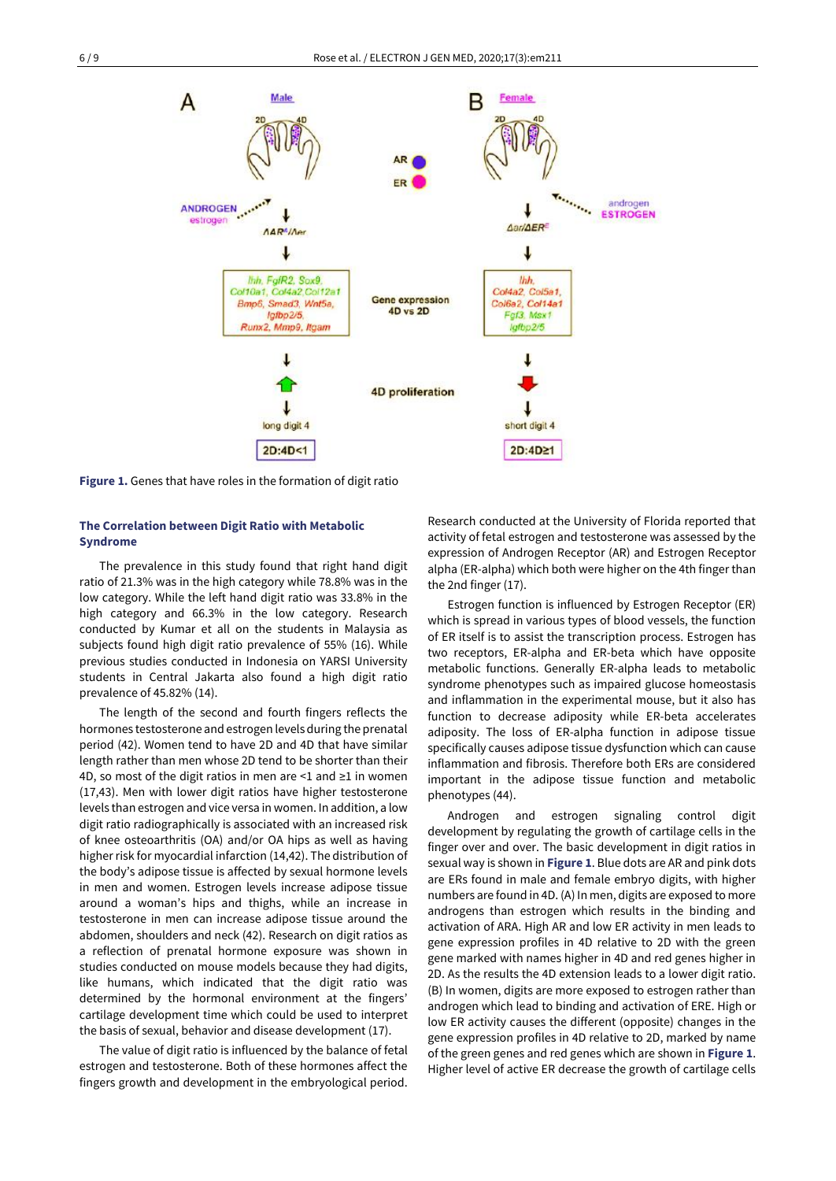Figure 1. Genes that have roles in the formation of digit ratio

### The Correlation between Digit Ratio with Metabolic Syndrome

The prevalence in this study found that right hand digit ratio of 21.3% was in the high category while 78.8% was in the low category. While the left hand digit ratio was 33.8% in the high category and 66.3% in the low category. Research conducted by Kumar et all on the students in Malaysia as subjects found high digit ratio prevalence of 55% (16). While previous studies conducted in Indonesia on YARSI University students in Central Jakarta also found a high digit ratio prevalence of 45.82% (14).

The length of the second and fourth fingers reflects the hormones testosterone and estrogen levels during the prenatal period (42). Women tend to have 2D and 4D that have similar length rather than men whose 2D tend to be shorter than their 4D, so most of the digit ratios in men are <1 and ≥1 in women (17,43). Men with lower digit ratios have higher testosterone levels than estrogen and vice versa in women. In addition, a low digit ratio radiographically is associated with an increased risk of knee osteoarthritis (OA) and/or OA hips as well as having higher risk for myocardial infarction (14,42). The distribution of the body's adipose tissue is affected by sexual hormone levels in men and women. Estrogen levels increase adipose tissue around a woman's hips and thighs, while an increase in testosterone in men can increase adipose tissue around the abdomen, shoulders and neck (42). Research on digit ratios as a reflection of prenatal hormone exposure was shown in studies conducted on mouse models because they had digits, like humans, which indicated that the digit ratio was determined by the hormonal environment at the fingers' cartilage development time which could be used to interpret the basis of sexual, behavior and disease development (17).

The value of digit ratio is influenced by the balance of fetal estrogen and testosterone. Both of these hormones affect the fingers growth and development in the embryological period. Research conducted at the University of Florida reported that activity of fetal estrogen and testosterone was assessed by the expression of Androgen Receptor (AR) and Estrogen Receptor alpha (ER-alpha) which both were higher on the 4th finger than the 2nd finger (17).

Estrogen function is influenced by Estrogen Receptor (ER) which is spread in various types of blood vessels, the function of ER itself is to assist the transcription process. Estrogen has two receptors, ER-alpha and ER-beta which have opposite metabolic functions. Generally ER-alpha leads to metabolic syndrome phenotypes such as impaired glucose homeostasis and inflammation in the experimental mouse, but it also has function to decrease adiposity while ER-beta accelerates adiposity. The loss of ER-alpha function in adipose tissue specifically causes adipose tissue dysfunction which can cause inflammation and fibrosis. Therefore both ERs are considered important in the adipose tissue function and metabolic phenotypes (44).

Androgen and estrogen signaling control digit development by regulating the growth of cartilage cells in the finger over and over. The basic development in digit ratios in sexual way is shown in **Figure 1**. Blue dots are AR and pink dots are ERs found in male and female embryo digits, with higher numbers are found in 4D. (A) In men, digits are exposed to more androgens than estrogen which results in the binding and activation of ARA. High AR and low ER activity in men leads to gene expression profiles in 4D relative to 2D with the green gene marked with names higher in 4D and red genes higher in 2D. As the results the 4D extension leads to a lower digit ratio. (B) In women, digits are more exposed to estrogen rather than androgen which lead to binding and activation of ERE. High or low ER activity causes the different (opposite) changes in the gene expression profiles in 4D relative to 2D, marked by name of the green genes and red genes which are shown in **Figure 1**. Higher level of active ER decrease the growth of cartilage cells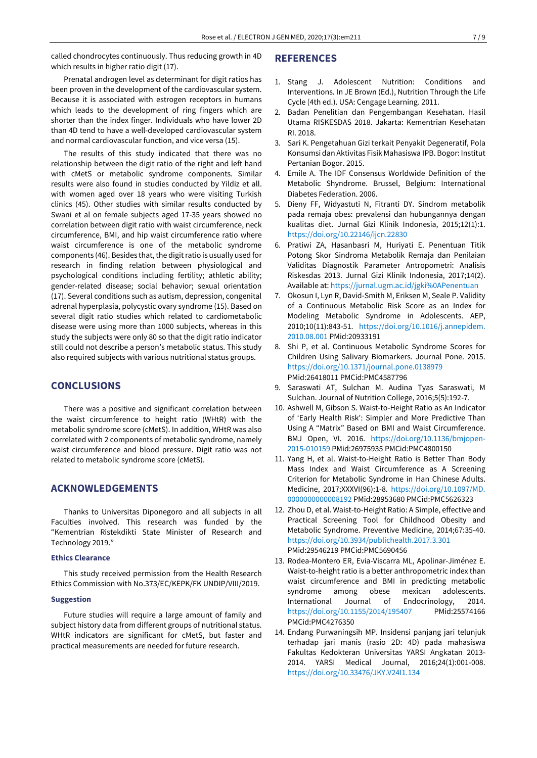called chondrocytes continuously. Thus reducing growth in 4D which results in higher ratio digit (17).

Prenatal androgen level as determinant for digit ratios has been proven in the development of the cardiovascular system. Because it is associated with estrogen receptors in humans which leads to the development of ring fingers which are shorter than the index finger. Individuals who have lower 2D than 4D tend to have a well-developed cardiovascular system and normal cardiovascular function, and vice versa (15).

The results of this study indicated that there was no relationship between the digit ratio of the right and left hand with cMetS or metabolic syndrome components. Similar results were also found in studies conducted by Yildiz et all. with women aged over 18 years who were visiting Turkish clinics (45). Other studies with similar results conducted by Swani et al on female subjects aged 17-35 years showed no correlation between digit ratio with waist circumference, neck circumference, BMI, and hip waist circumference ratio where waist circumference is one of the metabolic syndrome components (46). Besides that, the digit ratio is usually used for research in finding relation between physiological and psychological conditions including fertility; athletic ability; gender-related disease; social behavior; sexual orientation (17). Several conditions such as autism, depression, congenital adrenal hyperplasia, polycystic ovary syndrome (15). Based on several digit ratio studies which related to cardiometabolic disease were using more than 1000 subjects, whereas in this study the subjects were only 80 so that the digit ratio indicator still could not describe a person's metabolic status. This study also required subjects with various nutritional status groups.

## CONCLUSIONS

There was a positive and significant correlation between the waist circumference to height ratio (WHtR) with the metabolic syndrome score (cMetS). In addition, WHtR was also correlated with 2 components of metabolic syndrome, namely waist circumference and blood pressure. Digit ratio was not related to metabolic syndrome score (cMetS).

## ACKNOWLEDGEMENTS

Thanks to Universitas Diponegoro and all subjects in all Faculties involved. This research was funded by the "Kementrian Ristekdikti State Minister of Research and Technology 2019."

### Ethics Clearance

This study received permission from the Health Research Ethics Commission with No.373/EC/KEPK/FK UNDIP/VIII/2019.

### Suggestion

Future studies will require a large amount of family and subject history data from different groups of nutritional status. WHtR indicators are significant for cMetS, but faster and practical measurements are needed for future research.

## REFERENCES

1. Stang J. Adolescent Nutrition: Conditions and Interventions. In JE Brown (Ed.), Nutrition Through the Life Cycle (4th ed.). USA: Cengage Learning. 2011.
2. Badan Penelitian dan Pengembangan Kesehatan. Hasil Utama RISKESDAS 2018. Jakarta: Kementrian Kesehatan RI. 2018.
3. Sari K. Pengetahuan Gizi terkait Penyakit Degeneratif, Pola Konsumsi dan Aktivitas Fisik Mahasiswa IPB. Bogor: Institut Pertanian Bogor. 2015.
4. Emile A. The IDF Consensus Worldwide Definition of the Metabolic Shyndrome. Brussel, Belgium: International Diabetes Federation. 2006.
5. Dieny FF, Widyastuti N, Fitranti DY. Sindrom metabolik pada remaja obes: prevalensi dan hubungannya dengan kualitas diet. Jurnal Gizi Klinik Indonesia, 2015;12(1):1. https://doi.org/10.22146/ijcn.22830
6. Pratiwi ZA, Hasanbasri M, Huriyati E. Penentuan Titik Potong Skor Sindroma Metabolik Remaja dan Penilaian Validitas Diagnostik Parameter Antropometri: Analisis Riskesdas 2013. Jurnal Gizi Klinik Indonesia, 2017;14(2). Available at: https://jurnal.ugm.ac.id/jgki%0APenentuan
7. Okosun I, Lyn R, David-Smith M, Eriksen M, Seale P. Validity of a Continuous Metabolic Risk Score as an Index for Modeling Metabolic Syndrome in Adolescents. AEP, 2010;10(11):843-51. https://doi.org/10.1016/j.annepidem.2010.08.001 PMid:20933191
8. Shi P, et al. Continuous Metabolic Syndrome Scores for Children Using Salivary Biomarkers. Journal Pone. 2015. https://doi.org/10.1371/journal.pone.0138979 PMid:26418011 PMCid:PMC4587796
9. Saraswati AT, Sulchan M. Audina Tyas Saraswati, M Sulchan. Journal of Nutrition College, 2016;5(5):192-7.
10. Ashwell M, Gibson S. Waist-to-Height Ratio as An Indicator of 'Early Health Risk': Simpler and More Predictive Than Using A "Matrix" Based on BMI and Waist Circumference. BMJ Open, VI. 2016. https://doi.org/10.1136/bmjopen-2015-010159 PMid:26975935 PMCid:PMC4800150
11. Yang H, et al. Waist-to-Height Ratio is Better Than Body Mass Index and Waist Circumference as A Screening Criterion for Metabolic Syndrome in Han Chinese Adults. Medicine, 2017;XXXVI(96):1-8. https://doi.org/10.1097/MD.0000000000008192 PMid:28953680 PMCid:PMC5626323
12. Zhou D, et al. Waist-to-Height Ratio: A Simple, effective and Practical Screening Tool for Childhood Obesity and Metabolic Syndrome. Preventive Medicine, 2014;67:35-40. https://doi.org/10.3934/publichealth.2017.3.301 PMid:29546219 PMCid:PMC5690456
13. Rodea-Montero ER, Evia-Viscarra ML, Apolinar-Jiménez E. Waist-to-height ratio is a better anthropometric index than waist circumference and BMI in predicting metabolic syndrome among obese mexican adolescents. International Journal of Endocrinology, 2014. https://doi.org/10.1155/2014/195407 PMid:25574166 PMCid:PMC4276350
14. Endang Purwaningsih MP. Insidensi panjang jari telunjuk terhadap jari manis (rasio 2D: 4D) pada mahasiswa Fakultas Kedokteran Universitas YARSI Angkatan 2013-2014. YARSI Medical Journal, 2016;24(1):001-008. https://doi.org/10.33476/JKY.V24I1.134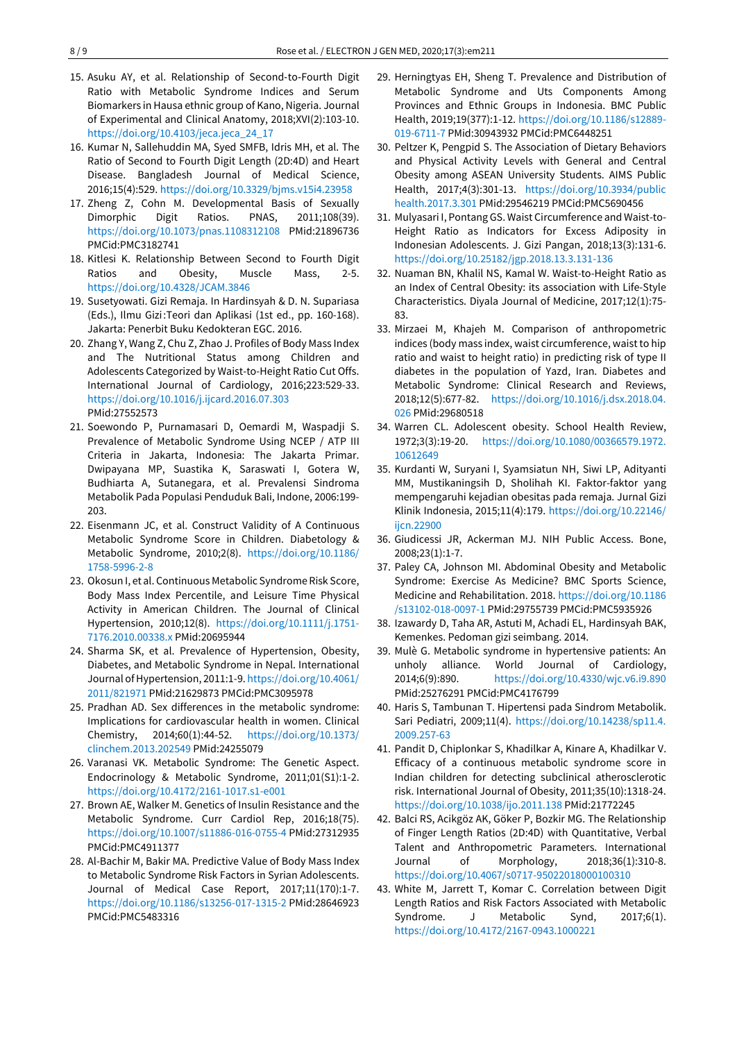15. Asuku AY, et al. Relationship of Second-to-Fourth Digit Ratio with Metabolic Syndrome Indices and Serum Biomarkers in Hausa ethnic group of Kano, Nigeria. Journal of Experimental and Clinical Anatomy, 2018;XVI(2):103-10. https://doi.org/10.4103/jeca.jeca_24_17
16. Kumar N, Sallehuddin MA, Syed SMFB, Idris MH, et al. The Ratio of Second to Fourth Digit Length (2D:4D) and Heart Disease. Bangladesh Journal of Medical Science, 2016;15(4):529. https://doi.org/10.3329/bjms.v15i4.23958
17. Zheng Z, Cohn M. Developmental Basis of Sexually Dimorphic Digit Ratios. PNAS, 2011;108(39). https://doi.org/10.1073/pnas.1108312108 PMid:21896736 PMCid:PMC3182741
18. Kitlesi K. Relationship Between Second to Fourth Digit Ratios and Obesity, Muscle Mass, 2-5. https://doi.org/10.4328/JCAM.3846
19. Susetyowati. Gizi Remaja. In Hardinsyah & D. N. Supariasa (Eds.), Ilmu Gizi :Teori dan Aplikasi (1st ed., pp. 160-168). Jakarta: Penerbit Buku Kedokteran EGC. 2016.
20. Zhang Y, Wang Z, Chu Z, Zhao J. Profiles of Body Mass Index and The Nutritional Status among Children and Adolescents Categorized by Waist-to-Height Ratio Cut Offs. International Journal of Cardiology, 2016;223:529-33. https://doi.org/10.1016/j.ijcard.2016.07.303 PMid:27552573
21. Soewondo P, Purnamasari D, Oemardi M, Waspadji S. Prevalence of Metabolic Syndrome Using NCEP / ATP III Criteria in Jakarta, Indonesia: The Jakarta Primar. Dwipayana MP, Suastika K, Saraswati I, Gotera W, Budhiarta A, Sutanegara, et al. Prevalensi Sindroma Metabolik Pada Populasi Penduduk Bali, Indone, 2006:199-203.
22. Eisenmann JC, et al. Construct Validity of A Continuous Metabolic Syndrome Score in Children. Diabetology & Metabolic Syndrome, 2010;2(8). https://doi.org/10.1186/1758-5996-2-8
23. Okosun I, et al. Continuous Metabolic Syndrome Risk Score, Body Mass Index Percentile, and Leisure Time Physical Activity in American Children. The Journal of Clinical Hypertension, 2010;12(8). https://doi.org/10.1111/j.1751-7176.2010.00338.x PMid:20695944
24. Sharma SK, et al. Prevalence of Hypertension, Obesity, Diabetes, and Metabolic Syndrome in Nepal. International Journal of Hypertension, 2011:1-9. https://doi.org/10.4061/2011/821971 PMid:21629873 PMCid:PMC3095978
25. Pradhan AD. Sex differences in the metabolic syndrome: Implications for cardiovascular health in women. Clinical Chemistry, 2014;60(1):44-52. https://doi.org/10.1373/clinchem.2013.202549 PMid:24255079
26. Varanasi VK. Metabolic Syndrome: The Genetic Aspect. Endocrinology & Metabolic Syndrome, 2011;01(S1):1-2. https://doi.org/10.4172/2161-1017.s1-e001
27. Brown AE, Walker M. Genetics of Insulin Resistance and the Metabolic Syndrome. Curr Cardiol Rep, 2016;18(75). https://doi.org/10.1007/s11886-016-0755-4 PMid:27312935 PMCid:PMC4911377
28. Al-Bachir M, Bakir MA. Predictive Value of Body Mass Index to Metabolic Syndrome Risk Factors in Syrian Adolescents. Journal of Medical Case Report, 2017;11(170):1-7. https://doi.org/10.1186/s13256-017-1315-2 PMid:28646923 PMCid:PMC5483316
29. Herningtyas EH, Sheng T. Prevalence and Distribution of Metabolic Syndrome and Uts Components Among Provinces and Ethnic Groups in Indonesia. BMC Public Health, 2019;19(377):1-12. https://doi.org/10.1186/s12889-019-6711-7 PMid:30943932 PMCid:PMC6448251
30. Peltzer K, Pengpid S. The Association of Dietary Behaviors and Physical Activity Levels with General and Central Obesity among ASEAN University Students. AIMS Public Health, 2017;4(3):301-13. https://doi.org/10.3934/publichealth.2017.3.301 PMid:29546219 PMCid:PMC5690456
31. Mulyasari I, Pontang GS. Waist Circumference and Waist-to-Height Ratio as Indicators for Excess Adiposity in Indonesian Adolescents. J. Gizi Pangan, 2018;13(3):131-6. https://doi.org/10.25182/jgp.2018.13.3.131-136
32. Nuaman BN, Khalil NS, Kamal W. Waist-to-Height Ratio as an Index of Central Obesity: its association with Life-Style Characteristics. Diyala Journal of Medicine, 2017;12(1):75-83.
33. Mirzaei M, Khajeh M. Comparison of anthropometric indices (body mass index, waist circumference, waist to hip ratio and waist to height ratio) in predicting risk of type II diabetes in the population of Yazd, Iran. Diabetes and Metabolic Syndrome: Clinical Research and Reviews, 2018;12(5):677-82. https://doi.org/10.1016/j.dsx.2018.04.026 PMid:29680518
34. Warren CL. Adolescent obesity. School Health Review, 1972;3(3):19-20. https://doi.org/10.1080/00366579.1972.10612649
35. Kurdanti W, Suryani I, Syamsiatun NH, Siwi LP, Adityanti MM, Mustikaningsih D, Sholihah KI. Faktor-faktor yang mempengaruhi kejadian obesitas pada remaja. Jurnal Gizi Klinik Indonesia, 2015;11(4):179. https://doi.org/10.22146/ijcn.22900
36. Giudicessi JR, Ackerman MJ. NIH Public Access. Bone, 2008;23(1):1-7.
37. Paley CA, Johnson MI. Abdominal Obesity and Metabolic Syndrome: Exercise As Medicine? BMC Sports Science, Medicine and Rehabilitation. 2018. https://doi.org/10.1186/s13102-018-0097-1 PMid:29755739 PMCid:PMC5935926
38. Izawardy D, Taha AR, Astuti M, Achadi EL, Hardinsyah BAK, Kemenkes. Pedoman gizi seimbang. 2014.
39. Mulè G. Metabolic syndrome in hypertensive patients: An unholy alliance. World Journal of Cardiology, 2014;6(9):890. https://doi.org/10.4330/wjc.v6.i9.890 PMid:25276291 PMCid:PMC4176799
40. Haris S, Tambunan T. Hipertensi pada Sindrom Metabolik. Sari Pediatri, 2009;11(4). https://doi.org/10.14238/sp11.4.2009.257-63
41. Pandit D, Chiplonkar S, Khadilkar A, Kinare A, Khadilkar V. Efficacy of a continuous metabolic syndrome score in Indian children for detecting subclinical atherosclerotic risk. International Journal of Obesity, 2011;35(10):1318-24. https://doi.org/10.1038/ijo.2011.138 PMid:21772245
42. Balci RS, Acikgöz AK, Göker P, Bozkir MG. The Relationship of Finger Length Ratios (2D:4D) with Quantitative, Verbal Talent and Anthropometric Parameters. International Journal of Morphology, 2018;36(1):310-8. https://doi.org/10.4067/s0717-95022018000100310
43. White M, Jarrett T, Komar C. Correlation between Digit Length Ratios and Risk Factors Associated with Metabolic Syndrome. J Metabolic Synd, 2017;6(1). https://doi.org/10.4172/2167-0943.1000221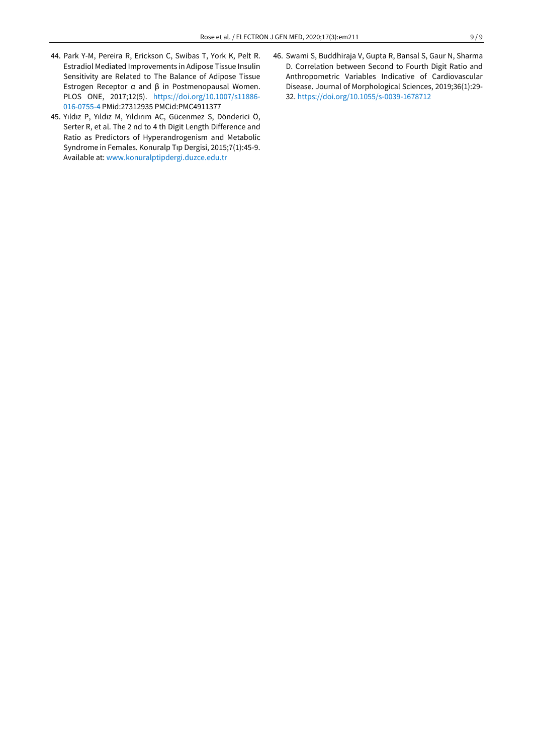44. Park Y-M, Pereira R, Erickson C, Swibas T, York K, Pelt R. Estradiol Mediated Improvements in Adipose Tissue Insulin Sensitivity are Related to The Balance of Adipose Tissue Estrogen Receptor α and β in Postmenopausal Women. PLOS ONE, 2017;12(5). https://doi.org/10.1007/s11886-016-0755-4 PMid:27312935 PMCid:PMC4911377
45. Yıldız P, Yıldız M, Yıldırım AC, Gücenmez S, Dönderici Ö, Serter R, et al. The 2 nd to 4 th Digit Length Difference and Ratio as Predictors of Hyperandrogenism and Metabolic Syndrome in Females. Konuralp Tıp Dergisi, 2015;7(1):45-9. Available at: www.konuralptipdergi.duzce.edu.tr
46. Swami S, Buddhiraja V, Gupta R, Bansal S, Gaur N, Sharma D. Correlation between Second to Fourth Digit Ratio and Anthropometric Variables Indicative of Cardiovascular Disease. Journal of Morphological Sciences, 2019;36(1):29-32. https://doi.org/10.1055/s-0039-1678712